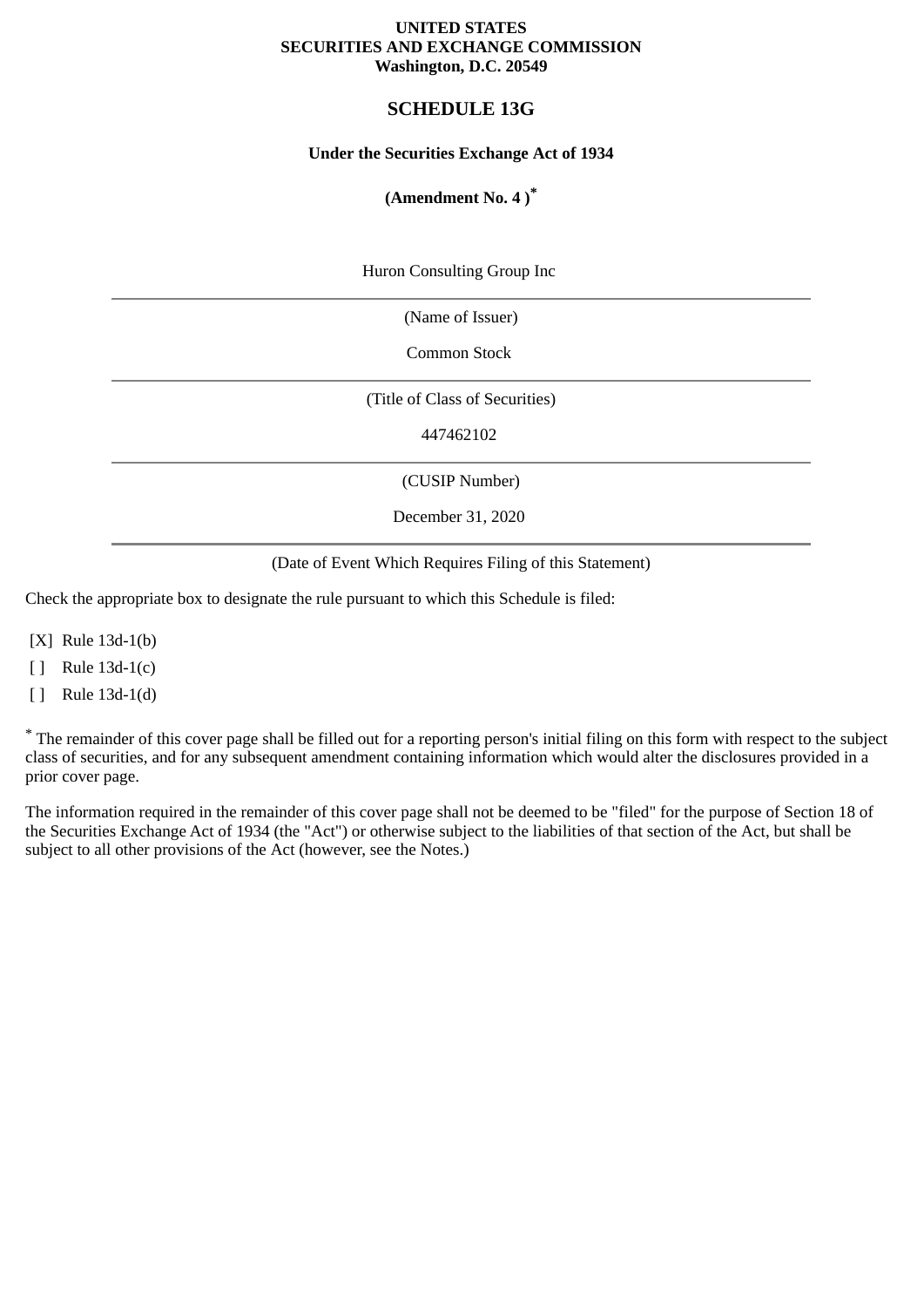**UNITED STATES**
**SECURITIES AND EXCHANGE COMMISSION**
**Washington, D.C. 20549**

# SCHEDULE 13G

**Under the Securities Exchange Act of 1934**

**(Amendment No. 4 )***

Huron Consulting Group Inc

(Name of Issuer)

Common Stock

(Title of Class of Securities)

447462102

(CUSIP Number)

December 31, 2020

(Date of Event Which Requires Filing of this Statement)

Check the appropriate box to designate the rule pursuant to which this Schedule is filed:

[X] Rule 13d-1(b)

[ ] Rule 13d-1(c)

[ ] Rule 13d-1(d)

* The remainder of this cover page shall be filled out for a reporting person's initial filing on this form with respect to the subject class of securities, and for any subsequent amendment containing information which would alter the disclosures provided in a prior cover page.

The information required in the remainder of this cover page shall not be deemed to be "filed" for the purpose of Section 18 of the Securities Exchange Act of 1934 (the "Act") or otherwise subject to the liabilities of that section of the Act, but shall be subject to all other provisions of the Act (however, see the Notes.)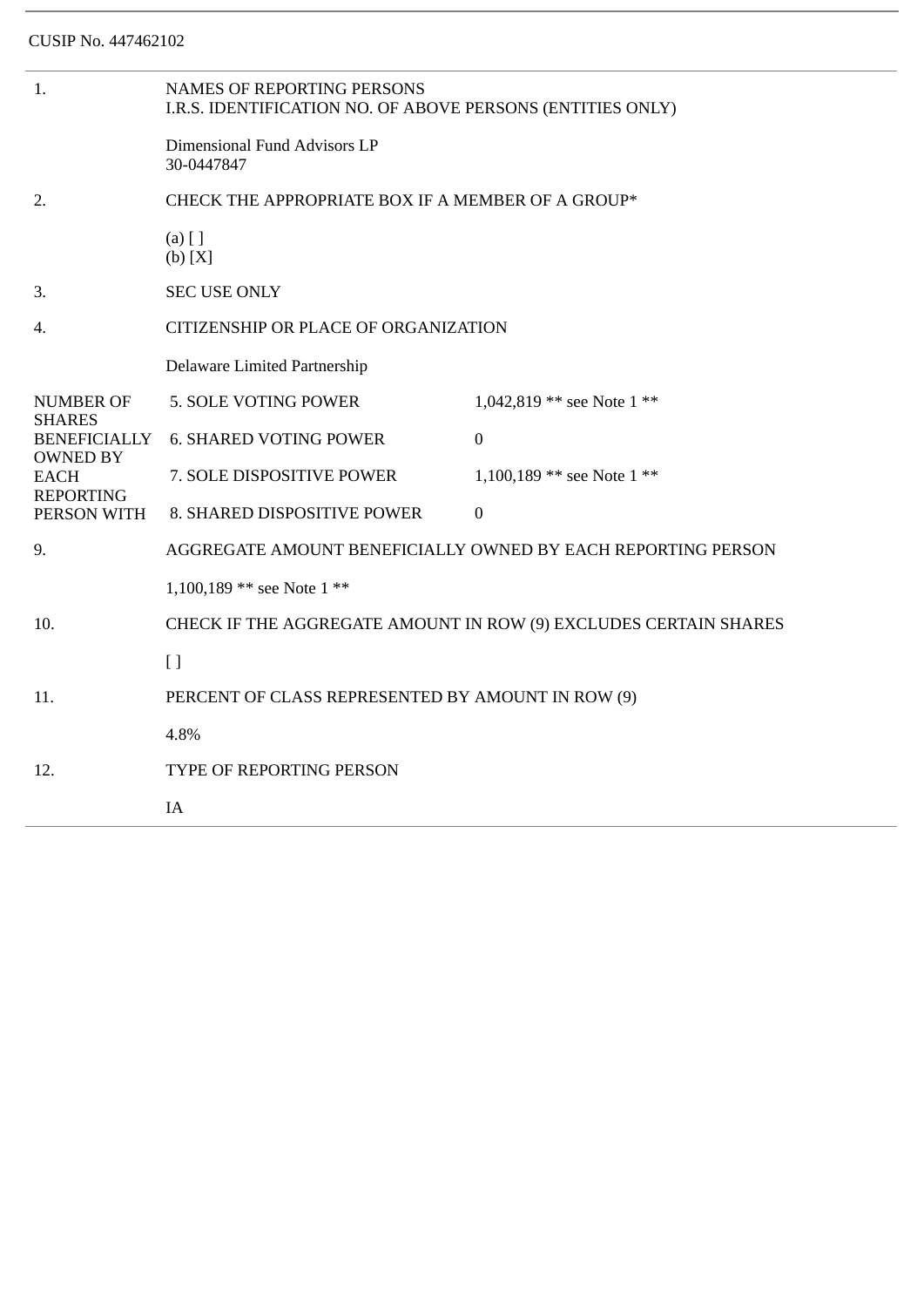CUSIP No. 447462102

| | | |
|---|---|---|
| 1. | NAMES OF REPORTING PERSONS<br>I.R.S. IDENTIFICATION NO. OF ABOVE PERSONS (ENTITIES ONLY)<br><br>Dimensional Fund Advisors LP<br>30-0447847 | |
| 2. | CHECK THE APPROPRIATE BOX IF A MEMBER OF A GROUP*<br><br>(a) [ ]<br>(b) [X] | |
| 3. | SEC USE ONLY | |
| 4. | CITIZENSHIP OR PLACE OF ORGANIZATION<br><br>Delaware Limited Partnership | |
| NUMBER OF SHARES BENEFICIALLY OWNED BY EACH REPORTING PERSON WITH | 5. SOLE VOTING POWER | 1,042,819 ** see Note 1 ** |
| | 6. SHARED VOTING POWER | 0 |
| | 7. SOLE DISPOSITIVE POWER | 1,100,189 ** see Note 1 ** |
| | 8. SHARED DISPOSITIVE POWER | 0 |
| 9. | AGGREGATE AMOUNT BENEFICIALLY OWNED BY EACH REPORTING PERSON<br><br>1,100,189 ** see Note 1 ** | |
| 10. | CHECK IF THE AGGREGATE AMOUNT IN ROW (9) EXCLUDES CERTAIN SHARES<br><br>[ ] | |
| 11. | PERCENT OF CLASS REPRESENTED BY AMOUNT IN ROW (9)<br><br>4.8% | |
| 12. | TYPE OF REPORTING PERSON<br><br>IA | |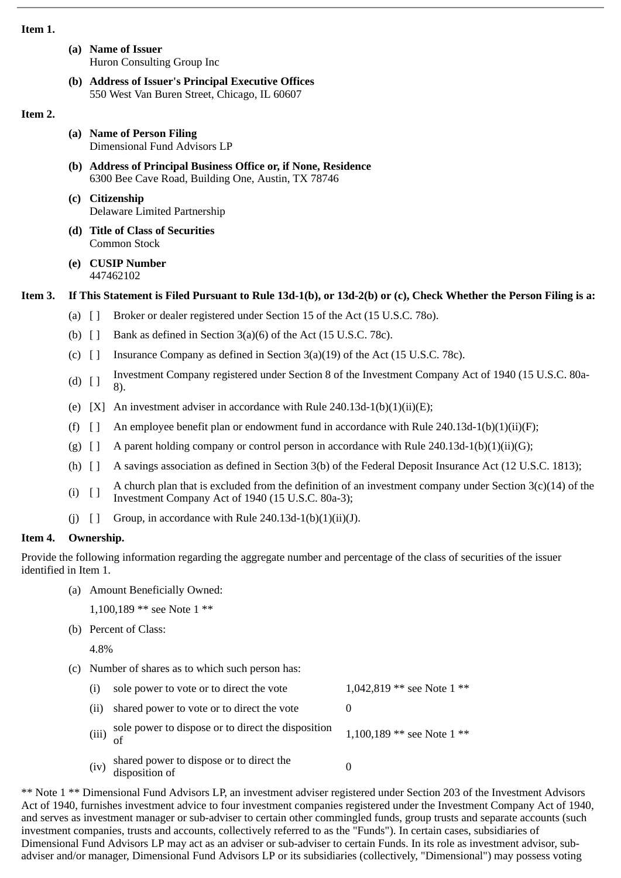**Item 1.**

**(a) Name of Issuer**
Huron Consulting Group Inc

**(b) Address of Issuer's Principal Executive Offices**
550 West Van Buren Street, Chicago, IL 60607

**Item 2.**

**(a) Name of Person Filing**
Dimensional Fund Advisors LP

**(b) Address of Principal Business Office or, if None, Residence**
6300 Bee Cave Road, Building One, Austin, TX 78746

**(c) Citizenship**
Delaware Limited Partnership

**(d) Title of Class of Securities**
Common Stock

**(e) CUSIP Number**
447462102

**Item 3. If This Statement is Filed Pursuant to Rule 13d-1(b), or 13d-2(b) or (c), Check Whether the Person Filing is a:**

(a) [ ] Broker or dealer registered under Section 15 of the Act (15 U.S.C. 78o).

(b) [ ] Bank as defined in Section 3(a)(6) of the Act (15 U.S.C. 78c).

(c) [ ] Insurance Company as defined in Section 3(a)(19) of the Act (15 U.S.C. 78c).

(d) [ ] Investment Company registered under Section 8 of the Investment Company Act of 1940 (15 U.S.C. 80a-8).

(e) [X] An investment adviser in accordance with Rule 240.13d-1(b)(1)(ii)(E);

(f) [ ] An employee benefit plan or endowment fund in accordance with Rule 240.13d-1(b)(1)(ii)(F);

(g) [ ] A parent holding company or control person in accordance with Rule 240.13d-1(b)(1)(ii)(G);

(h) [ ] A savings association as defined in Section 3(b) of the Federal Deposit Insurance Act (12 U.S.C. 1813);

(i) [ ] A church plan that is excluded from the definition of an investment company under Section 3(c)(14) of the Investment Company Act of 1940 (15 U.S.C. 80a-3);

(j) [ ] Group, in accordance with Rule 240.13d-1(b)(1)(ii)(J).

**Item 4. Ownership.**

Provide the following information regarding the aggregate number and percentage of the class of securities of the issuer identified in Item 1.

(a) Amount Beneficially Owned:

1,100,189 ** see Note 1 **

(b) Percent of Class:

4.8%

(c) Number of shares as to which such person has:

| | | |
|---|---|---|
| (i) | sole power to vote or to direct the vote | 1,042,819 ** see Note 1 ** |
| (ii) | shared power to vote or to direct the vote | 0 |
| (iii) | sole power to dispose or to direct the disposition of | 1,100,189 ** see Note 1 ** |
| (iv) | shared power to dispose or to direct the disposition of | 0 |

** Note 1 ** Dimensional Fund Advisors LP, an investment adviser registered under Section 203 of the Investment Advisors Act of 1940, furnishes investment advice to four investment companies registered under the Investment Company Act of 1940, and serves as investment manager or sub-adviser to certain other commingled funds, group trusts and separate accounts (such investment companies, trusts and accounts, collectively referred to as the "Funds"). In certain cases, subsidiaries of Dimensional Fund Advisors LP may act as an adviser or sub-adviser to certain Funds. In its role as investment advisor, sub-adviser and/or manager, Dimensional Fund Advisors LP or its subsidiaries (collectively, "Dimensional") may possess voting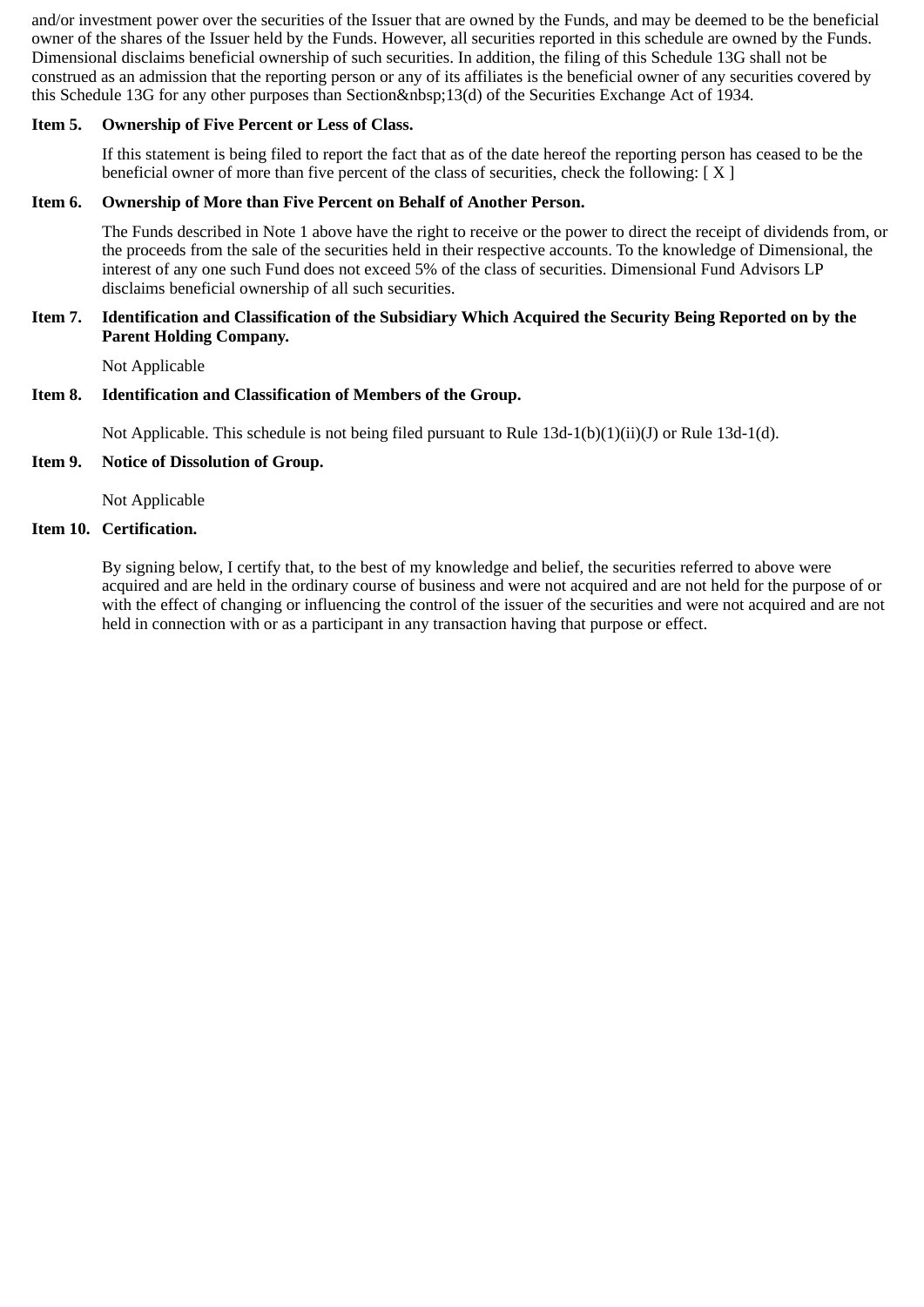and/or investment power over the securities of the Issuer that are owned by the Funds, and may be deemed to be the beneficial owner of the shares of the Issuer held by the Funds. However, all securities reported in this schedule are owned by the Funds. Dimensional disclaims beneficial ownership of such securities. In addition, the filing of this Schedule 13G shall not be construed as an admission that the reporting person or any of its affiliates is the beneficial owner of any securities covered by this Schedule 13G for any other purposes than Section&nbsp;13(d) of the Securities Exchange Act of 1934.

**Item 5. Ownership of Five Percent or Less of Class.**

If this statement is being filed to report the fact that as of the date hereof the reporting person has ceased to be the beneficial owner of more than five percent of the class of securities, check the following: [ X ]

**Item 6. Ownership of More than Five Percent on Behalf of Another Person.**

The Funds described in Note 1 above have the right to receive or the power to direct the receipt of dividends from, or the proceeds from the sale of the securities held in their respective accounts. To the knowledge of Dimensional, the interest of any one such Fund does not exceed 5% of the class of securities. Dimensional Fund Advisors LP disclaims beneficial ownership of all such securities.

**Item 7. Identification and Classification of the Subsidiary Which Acquired the Security Being Reported on by the Parent Holding Company.**

Not Applicable

**Item 8. Identification and Classification of Members of the Group.**

Not Applicable. This schedule is not being filed pursuant to Rule 13d-1(b)(1)(ii)(J) or Rule 13d-1(d).

**Item 9. Notice of Dissolution of Group.**

Not Applicable

**Item 10. Certification.**

By signing below, I certify that, to the best of my knowledge and belief, the securities referred to above were acquired and are held in the ordinary course of business and were not acquired and are not held for the purpose of or with the effect of changing or influencing the control of the issuer of the securities and were not acquired and are not held in connection with or as a participant in any transaction having that purpose or effect.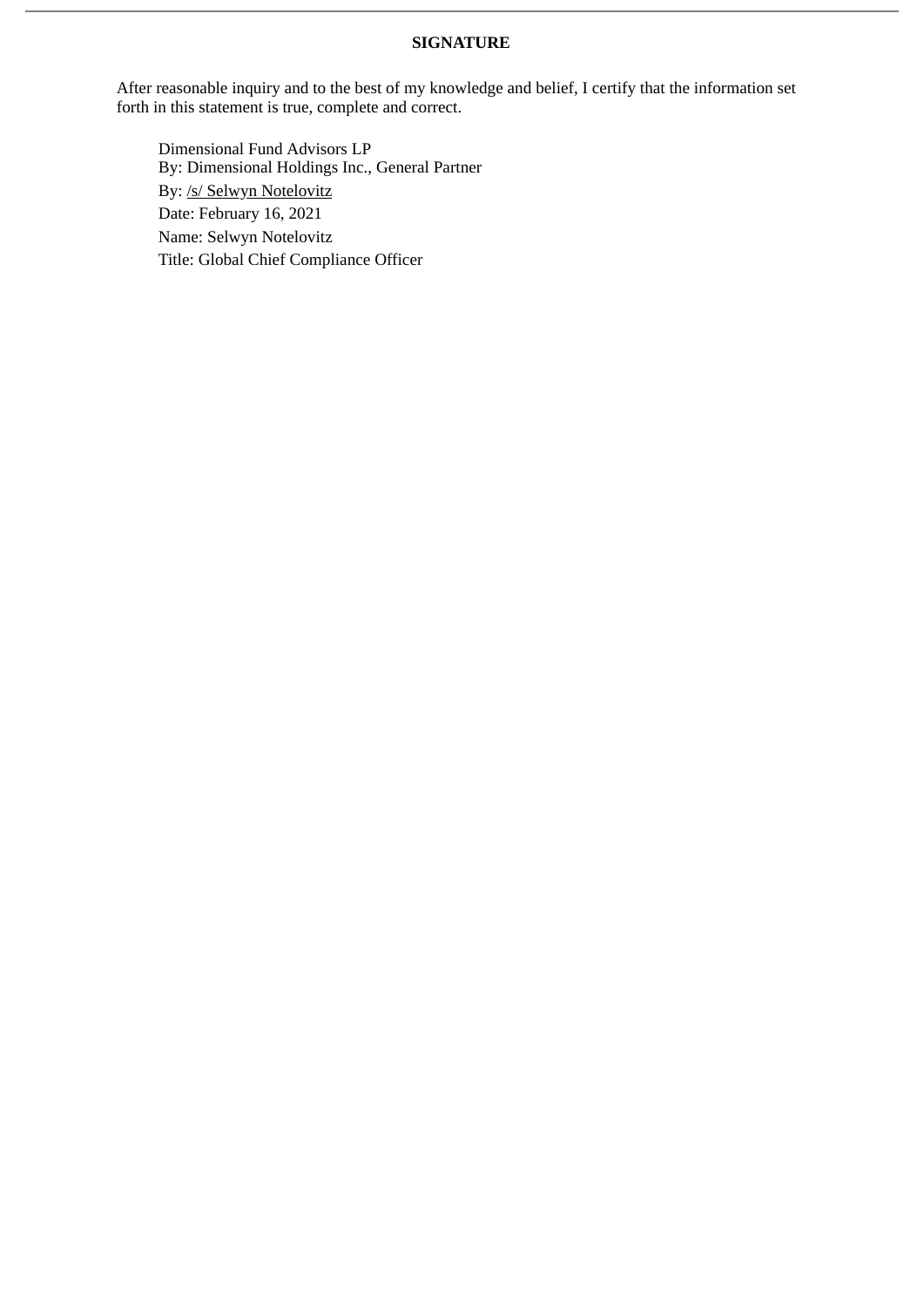**SIGNATURE**

After reasonable inquiry and to the best of my knowledge and belief, I certify that the information set forth in this statement is true, complete and correct.

Dimensional Fund Advisors LP
By: Dimensional Holdings Inc., General Partner
By: /s/ Selwyn Notelovitz
Date: February 16, 2021
Name: Selwyn Notelovitz
Title: Global Chief Compliance Officer